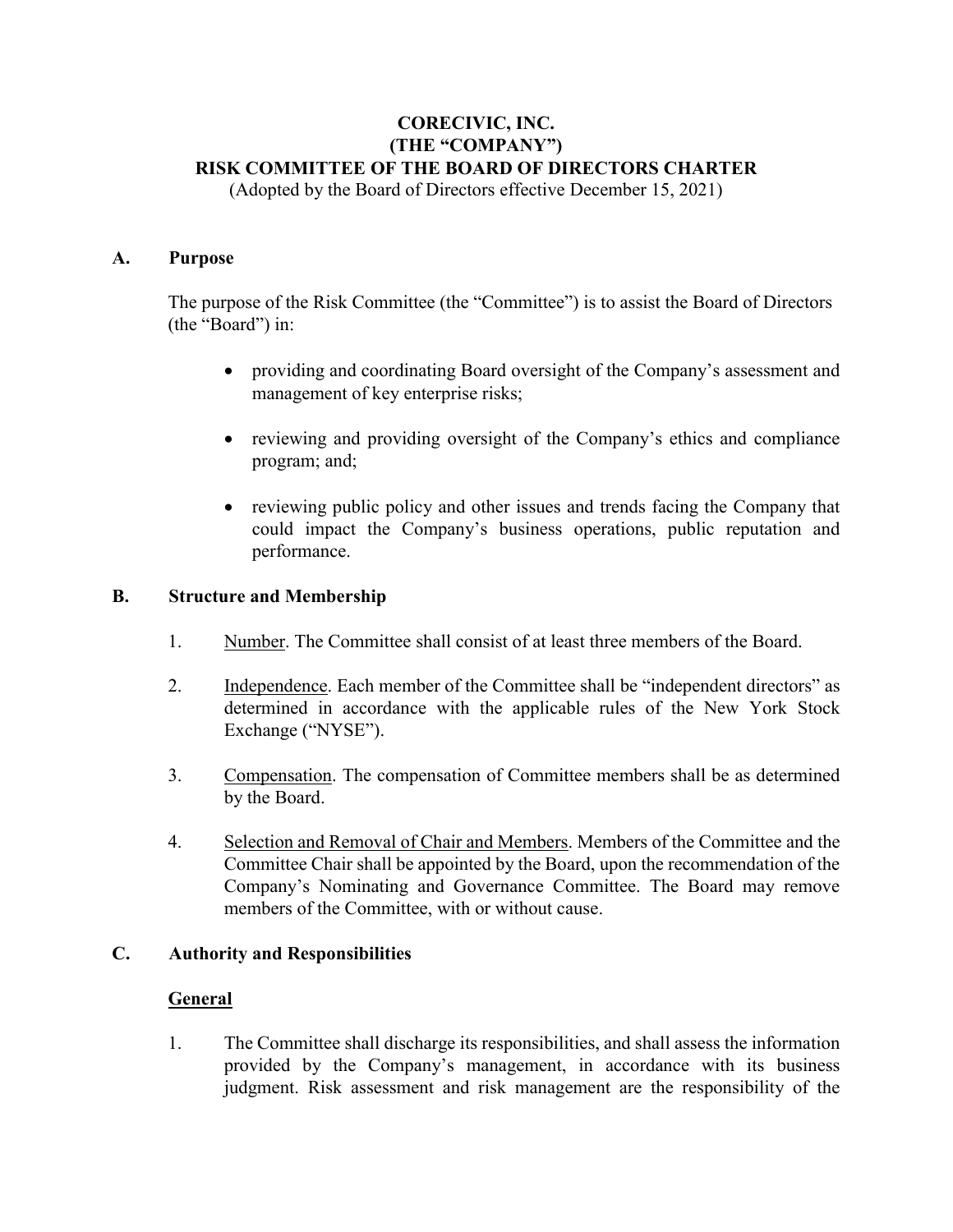# CORECIVIC, INC.
# (THE "COMPANY")
# RISK COMMITTEE OF THE BOARD OF DIRECTORS CHARTER

(Adopted by the Board of Directors effective December 15, 2021)

## A. Purpose

The purpose of the Risk Committee (the "Committee") is to assist the Board of Directors (the "Board") in:

- providing and coordinating Board oversight of the Company's assessment and management of key enterprise risks;
- reviewing and providing oversight of the Company's ethics and compliance program; and;
- reviewing public policy and other issues and trends facing the Company that could impact the Company's business operations, public reputation and performance.

## B. Structure and Membership

1. Number. The Committee shall consist of at least three members of the Board.
2. Independence. Each member of the Committee shall be "independent directors" as determined in accordance with the applicable rules of the New York Stock Exchange ("NYSE").
3. Compensation. The compensation of Committee members shall be as determined by the Board.
4. Selection and Removal of Chair and Members. Members of the Committee and the Committee Chair shall be appointed by the Board, upon the recommendation of the Company's Nominating and Governance Committee. The Board may remove members of the Committee, with or without cause.

## C. Authority and Responsibilities

### General

1. The Committee shall discharge its responsibilities, and shall assess the information provided by the Company's management, in accordance with its business judgment. Risk assessment and risk management are the responsibility of the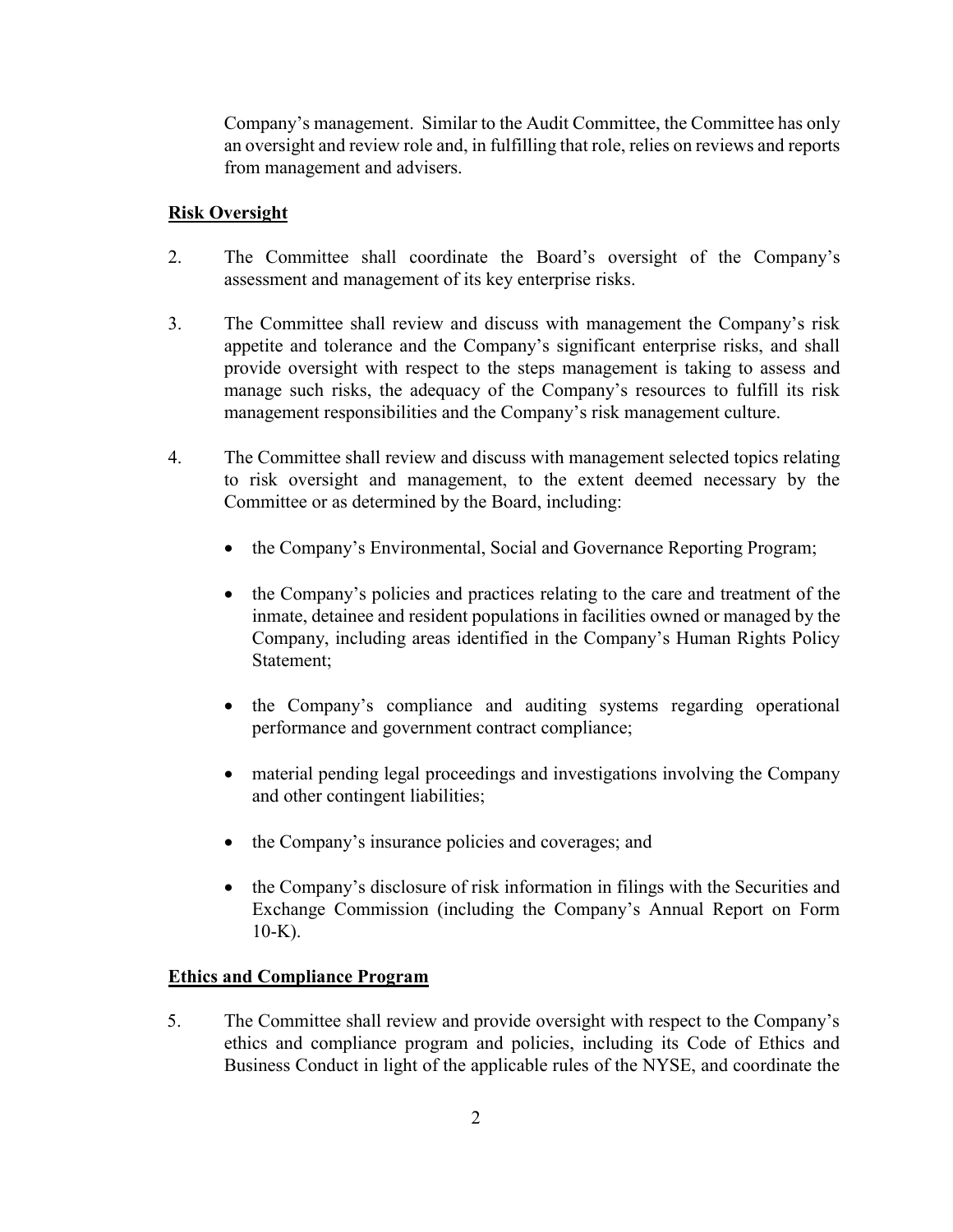Company's management. Similar to the Audit Committee, the Committee has only an oversight and review role and, in fulfilling that role, relies on reviews and reports from management and advisers.

**Risk Oversight**

2. The Committee shall coordinate the Board's oversight of the Company's assessment and management of its key enterprise risks.

3. The Committee shall review and discuss with management the Company's risk appetite and tolerance and the Company's significant enterprise risks, and shall provide oversight with respect to the steps management is taking to assess and manage such risks, the adequacy of the Company's resources to fulfill its risk management responsibilities and the Company's risk management culture.

4. The Committee shall review and discuss with management selected topics relating to risk oversight and management, to the extent deemed necessary by the Committee or as determined by the Board, including:

   - the Company's Environmental, Social and Governance Reporting Program;
   - the Company's policies and practices relating to the care and treatment of the inmate, detainee and resident populations in facilities owned or managed by the Company, including areas identified in the Company's Human Rights Policy Statement;
   - the Company's compliance and auditing systems regarding operational performance and government contract compliance;
   - material pending legal proceedings and investigations involving the Company and other contingent liabilities;
   - the Company's insurance policies and coverages; and
   - the Company's disclosure of risk information in filings with the Securities and Exchange Commission (including the Company's Annual Report on Form 10-K).

**Ethics and Compliance Program**

5. The Committee shall review and provide oversight with respect to the Company's ethics and compliance program and policies, including its Code of Ethics and Business Conduct in light of the applicable rules of the NYSE, and coordinate the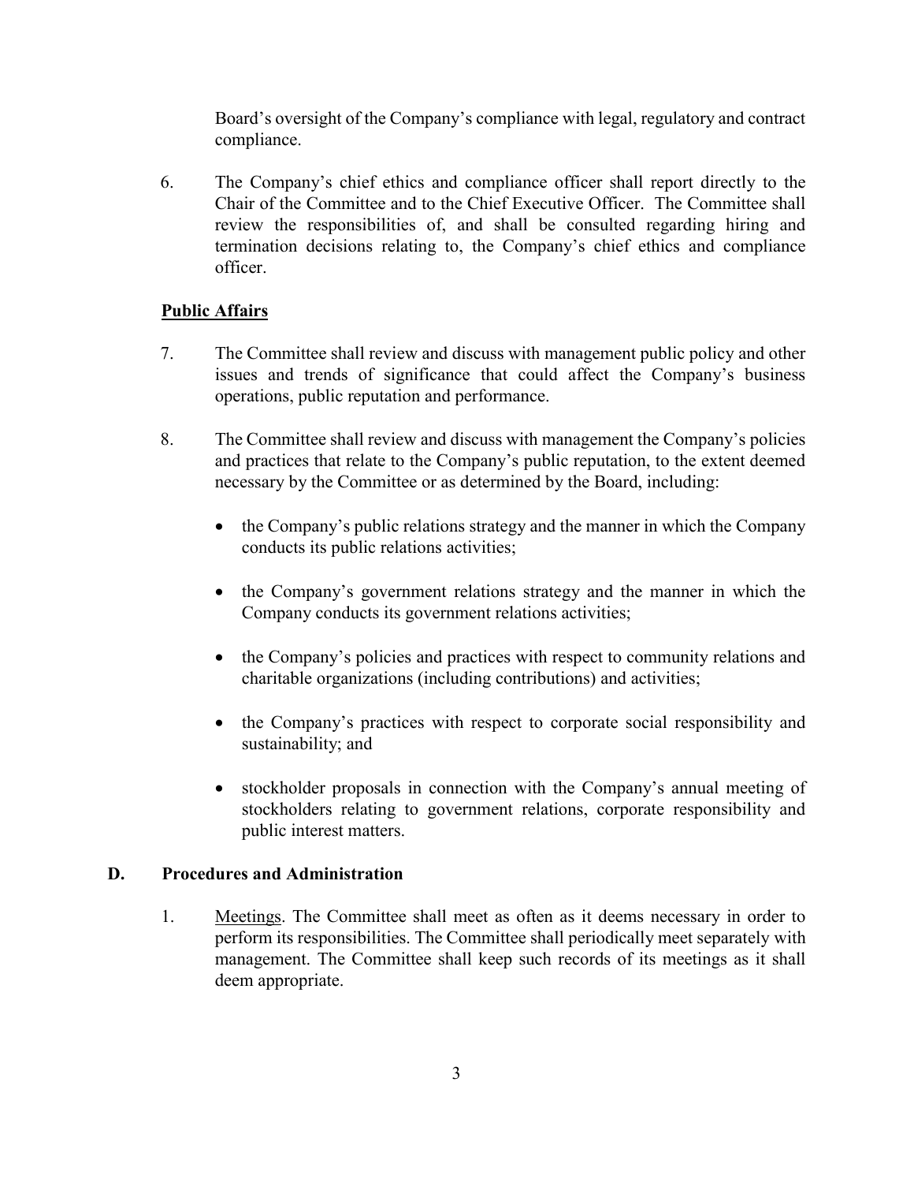Board's oversight of the Company's compliance with legal, regulatory and contract compliance.

6. The Company's chief ethics and compliance officer shall report directly to the Chair of the Committee and to the Chief Executive Officer. The Committee shall review the responsibilities of, and shall be consulted regarding hiring and termination decisions relating to, the Company's chief ethics and compliance officer.

**Public Affairs**

7. The Committee shall review and discuss with management public policy and other issues and trends of significance that could affect the Company's business operations, public reputation and performance.

8. The Committee shall review and discuss with management the Company's policies and practices that relate to the Company's public reputation, to the extent deemed necessary by the Committee or as determined by the Board, including:

   - the Company's public relations strategy and the manner in which the Company conducts its public relations activities;
   - the Company's government relations strategy and the manner in which the Company conducts its government relations activities;
   - the Company's policies and practices with respect to community relations and charitable organizations (including contributions) and activities;
   - the Company's practices with respect to corporate social responsibility and sustainability; and
   - stockholder proposals in connection with the Company's annual meeting of stockholders relating to government relations, corporate responsibility and public interest matters.

## D. Procedures and Administration

1. Meetings. The Committee shall meet as often as it deems necessary in order to perform its responsibilities. The Committee shall periodically meet separately with management. The Committee shall keep such records of its meetings as it shall deem appropriate.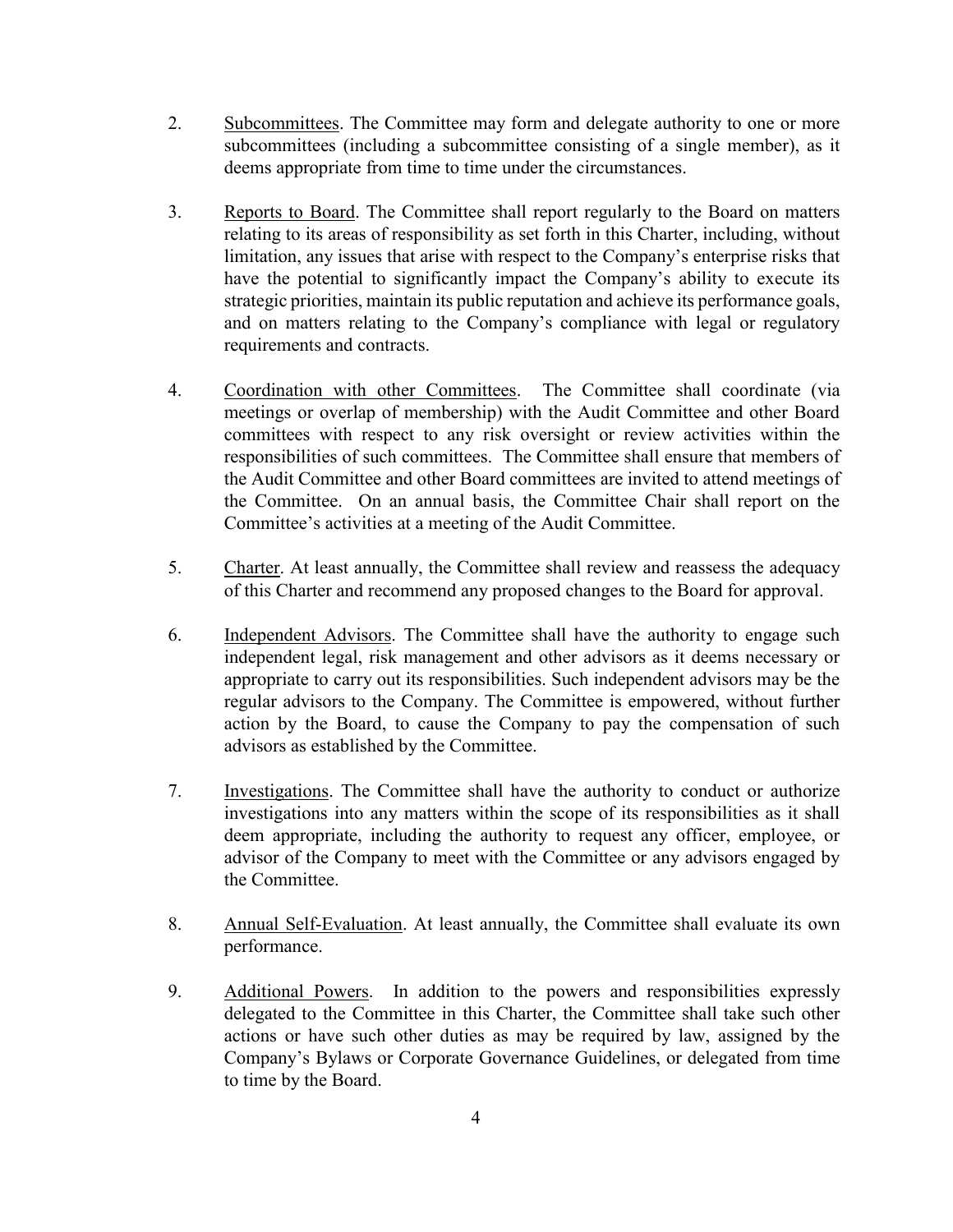2. Subcommittees. The Committee may form and delegate authority to one or more subcommittees (including a subcommittee consisting of a single member), as it deems appropriate from time to time under the circumstances.

3. Reports to Board. The Committee shall report regularly to the Board on matters relating to its areas of responsibility as set forth in this Charter, including, without limitation, any issues that arise with respect to the Company's enterprise risks that have the potential to significantly impact the Company's ability to execute its strategic priorities, maintain its public reputation and achieve its performance goals, and on matters relating to the Company's compliance with legal or regulatory requirements and contracts.

4. Coordination with other Committees. The Committee shall coordinate (via meetings or overlap of membership) with the Audit Committee and other Board committees with respect to any risk oversight or review activities within the responsibilities of such committees. The Committee shall ensure that members of the Audit Committee and other Board committees are invited to attend meetings of the Committee. On an annual basis, the Committee Chair shall report on the Committee's activities at a meeting of the Audit Committee.

5. Charter. At least annually, the Committee shall review and reassess the adequacy of this Charter and recommend any proposed changes to the Board for approval.

6. Independent Advisors. The Committee shall have the authority to engage such independent legal, risk management and other advisors as it deems necessary or appropriate to carry out its responsibilities. Such independent advisors may be the regular advisors to the Company. The Committee is empowered, without further action by the Board, to cause the Company to pay the compensation of such advisors as established by the Committee.

7. Investigations. The Committee shall have the authority to conduct or authorize investigations into any matters within the scope of its responsibilities as it shall deem appropriate, including the authority to request any officer, employee, or advisor of the Company to meet with the Committee or any advisors engaged by the Committee.

8. Annual Self-Evaluation. At least annually, the Committee shall evaluate its own performance.

9. Additional Powers. In addition to the powers and responsibilities expressly delegated to the Committee in this Charter, the Committee shall take such other actions or have such other duties as may be required by law, assigned by the Company's Bylaws or Corporate Governance Guidelines, or delegated from time to time by the Board.